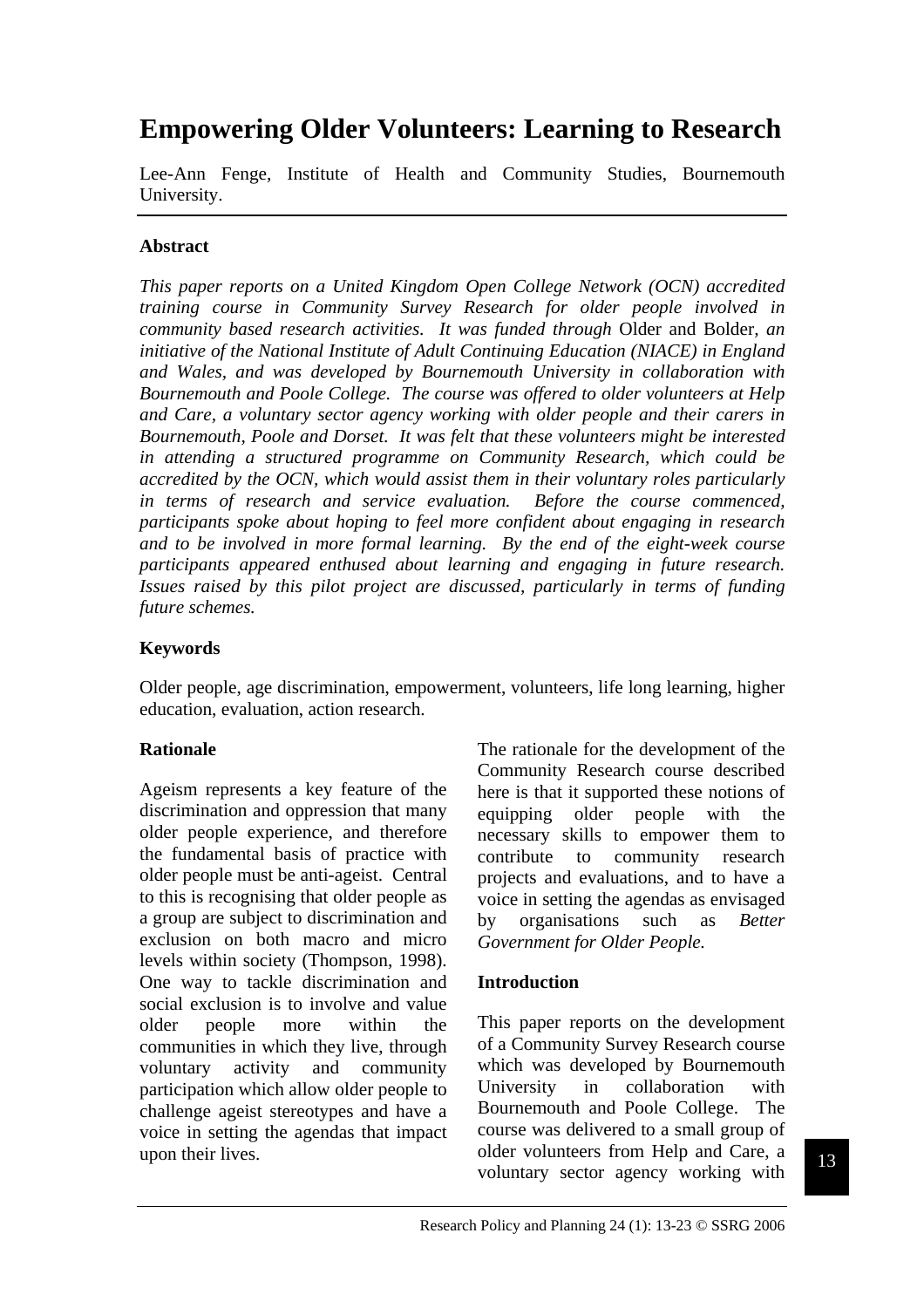# Empowering Older Volunteers: Learning to Research

Lee-Ann Fenge, Institute of Health and Community Studies, Bournemouth University.

## Abstract

*This paper reports on a United Kingdom Open College Network (OCN) accredited training course in Community Survey Research for older people involved in community based research activities. It was funded through* Older and Bolder*, an initiative of the National Institute of Adult Continuing Education (NIACE) in England and Wales, and was developed by Bournemouth University in collaboration with Bournemouth and Poole College. The course was offered to older volunteers at Help and Care, a voluntary sector agency working with older people and their carers in Bournemouth, Poole and Dorset. It was felt that these volunteers might be interested in attending a structured programme on Community Research, which could be accredited by the OCN, which would assist them in their voluntary roles particularly in terms of research and service evaluation. Before the course commenced, participants spoke about hoping to feel more confident about engaging in research and to be involved in more formal learning. By the end of the eight-week course participants appeared enthused about learning and engaging in future research. Issues raised by this pilot project are discussed, particularly in terms of funding future schemes.*

## Keywords

Older people, age discrimination, empowerment, volunteers, life long learning, higher education, evaluation, action research.

## Rationale

Ageism represents a key feature of the discrimination and oppression that many older people experience, and therefore the fundamental basis of practice with older people must be anti-ageist. Central to this is recognising that older people as a group are subject to discrimination and exclusion on both macro and micro levels within society (Thompson, 1998). One way to tackle discrimination and social exclusion is to involve and value older people more within the communities in which they live, through voluntary activity and community participation which allow older people to challenge ageist stereotypes and have a voice in setting the agendas that impact upon their lives.

The rationale for the development of the Community Research course described here is that it supported these notions of equipping older people with the necessary skills to empower them to contribute to community research projects and evaluations, and to have a voice in setting the agendas as envisaged by organisations such as *Better Government for Older People.*

## Introduction

This paper reports on the development of a Community Survey Research course which was developed by Bournemouth University in collaboration with Bournemouth and Poole College. The course was delivered to a small group of older volunteers from Help and Care, a voluntary sector agency working with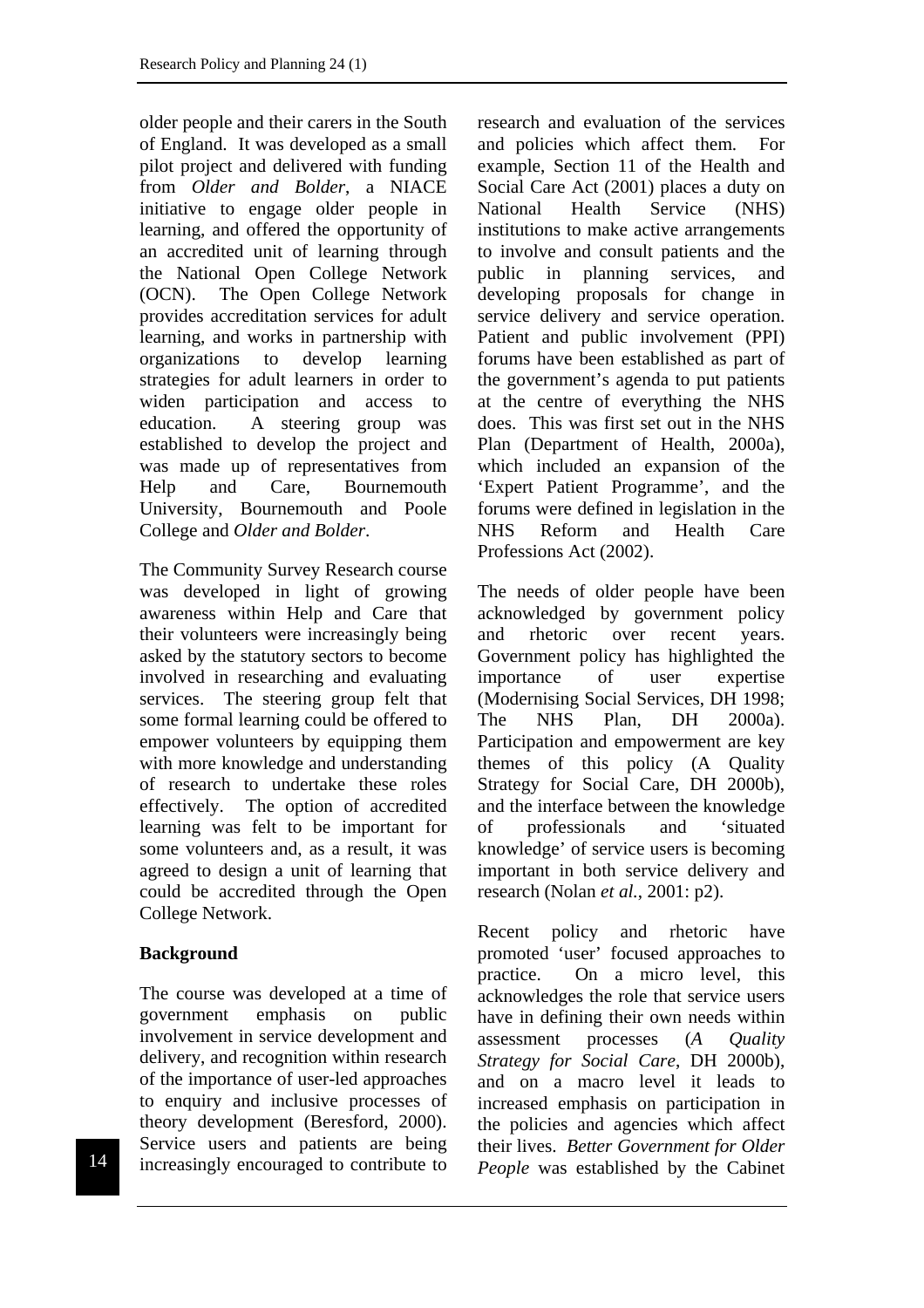older people and their carers in the South of England. It was developed as a small pilot project and delivered with funding from *Older and Bolder*, a NIACE initiative to engage older people in learning, and offered the opportunity of an accredited unit of learning through the National Open College Network (OCN). The Open College Network provides accreditation services for adult learning, and works in partnership with organizations to develop learning strategies for adult learners in order to widen participation and access to education. A steering group was established to develop the project and was made up of representatives from Help and Care, Bournemouth University, Bournemouth and Poole College and *Older and Bolder*.

The Community Survey Research course was developed in light of growing awareness within Help and Care that their volunteers were increasingly being asked by the statutory sectors to become involved in researching and evaluating services. The steering group felt that some formal learning could be offered to empower volunteers by equipping them with more knowledge and understanding of research to undertake these roles effectively. The option of accredited learning was felt to be important for some volunteers and, as a result, it was agreed to design a unit of learning that could be accredited through the Open College Network.

**Background**

The course was developed at a time of government emphasis on public involvement in service development and delivery, and recognition within research of the importance of user-led approaches to enquiry and inclusive processes of theory development (Beresford, 2000). Service users and patients are being increasingly encouraged to contribute to research and evaluation of the services and policies which affect them. For example, Section 11 of the Health and Social Care Act (2001) places a duty on National Health Service (NHS) institutions to make active arrangements to involve and consult patients and the public in planning services, and developing proposals for change in service delivery and service operation. Patient and public involvement (PPI) forums have been established as part of the government's agenda to put patients at the centre of everything the NHS does. This was first set out in the NHS Plan (Department of Health, 2000a), which included an expansion of the 'Expert Patient Programme', and the forums were defined in legislation in the NHS Reform and Health Care Professions Act (2002).

The needs of older people have been acknowledged by government policy and rhetoric over recent years. Government policy has highlighted the importance of user expertise (Modernising Social Services, DH 1998; The NHS Plan, DH 2000a). Participation and empowerment are key themes of this policy (A Quality Strategy for Social Care, DH 2000b), and the interface between the knowledge of professionals and 'situated knowledge' of service users is becoming important in both service delivery and research (Nolan *et al.*, 2001: p2).

Recent policy and rhetoric have promoted 'user' focused approaches to practice. On a micro level, this acknowledges the role that service users have in defining their own needs within assessment processes (*A Quality Strategy for Social Care*, DH 2000b), and on a macro level it leads to increased emphasis on participation in the policies and agencies which affect their lives. *Better Government for Older People* was established by the Cabinet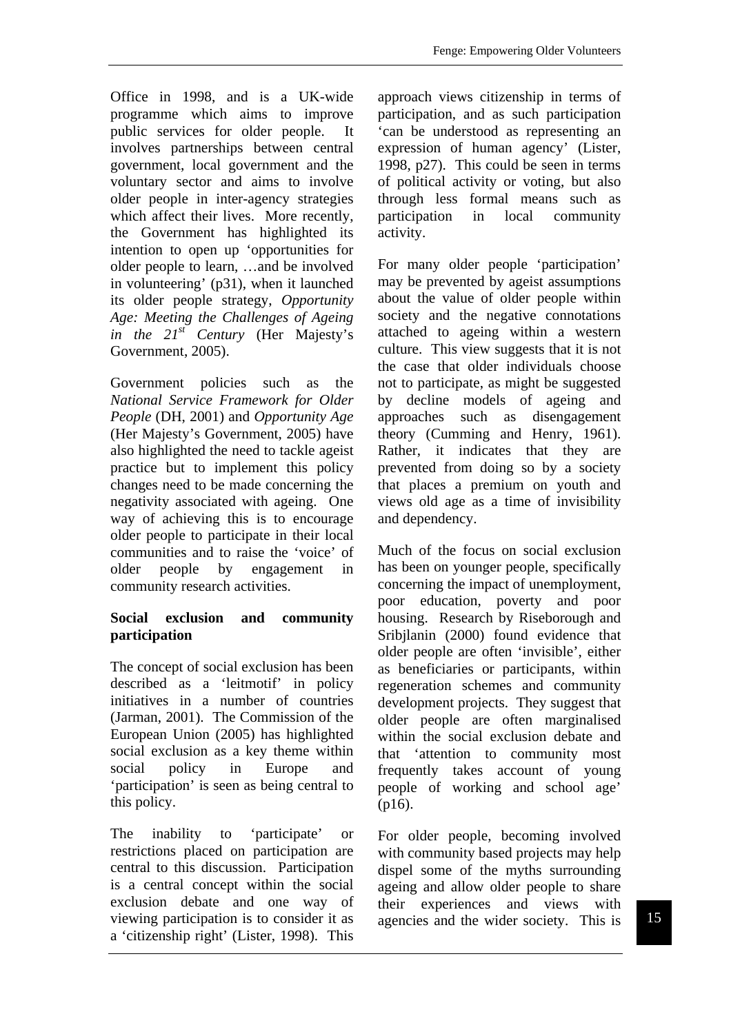Office in 1998, and is a UK-wide programme which aims to improve public services for older people. It involves partnerships between central government, local government and the voluntary sector and aims to involve older people in inter-agency strategies which affect their lives. More recently, the Government has highlighted its intention to open up 'opportunities for older people to learn, …and be involved in volunteering' (p31), when it launched its older people strategy, *Opportunity Age: Meeting the Challenges of Ageing in the 21st Century* (Her Majesty's Government, 2005).

Government policies such as the *National Service Framework for Older People* (DH, 2001) and *Opportunity Age* (Her Majesty's Government, 2005) have also highlighted the need to tackle ageist practice but to implement this policy changes need to be made concerning the negativity associated with ageing. One way of achieving this is to encourage older people to participate in their local communities and to raise the 'voice' of older people by engagement in community research activities.

**Social exclusion and community participation**

The concept of social exclusion has been described as a 'leitmotif' in policy initiatives in a number of countries (Jarman, 2001). The Commission of the European Union (2005) has highlighted social exclusion as a key theme within social policy in Europe and 'participation' is seen as being central to this policy.

The inability to 'participate' or restrictions placed on participation are central to this discussion. Participation is a central concept within the social exclusion debate and one way of viewing participation is to consider it as a 'citizenship right' (Lister, 1998). This approach views citizenship in terms of participation, and as such participation 'can be understood as representing an expression of human agency' (Lister, 1998, p27). This could be seen in terms of political activity or voting, but also through less formal means such as participation in local community activity.

For many older people 'participation' may be prevented by ageist assumptions about the value of older people within society and the negative connotations attached to ageing within a western culture. This view suggests that it is not the case that older individuals choose not to participate, as might be suggested by decline models of ageing and approaches such as disengagement theory (Cumming and Henry, 1961). Rather, it indicates that they are prevented from doing so by a society that places a premium on youth and views old age as a time of invisibility and dependency.

Much of the focus on social exclusion has been on younger people, specifically concerning the impact of unemployment, poor education, poverty and poor housing. Research by Riseborough and Sribjlanin (2000) found evidence that older people are often 'invisible', either as beneficiaries or participants, within regeneration schemes and community development projects. They suggest that older people are often marginalised within the social exclusion debate and that 'attention to community most frequently takes account of young people of working and school age' (p16).

For older people, becoming involved with community based projects may help dispel some of the myths surrounding ageing and allow older people to share their experiences and views with agencies and the wider society. This is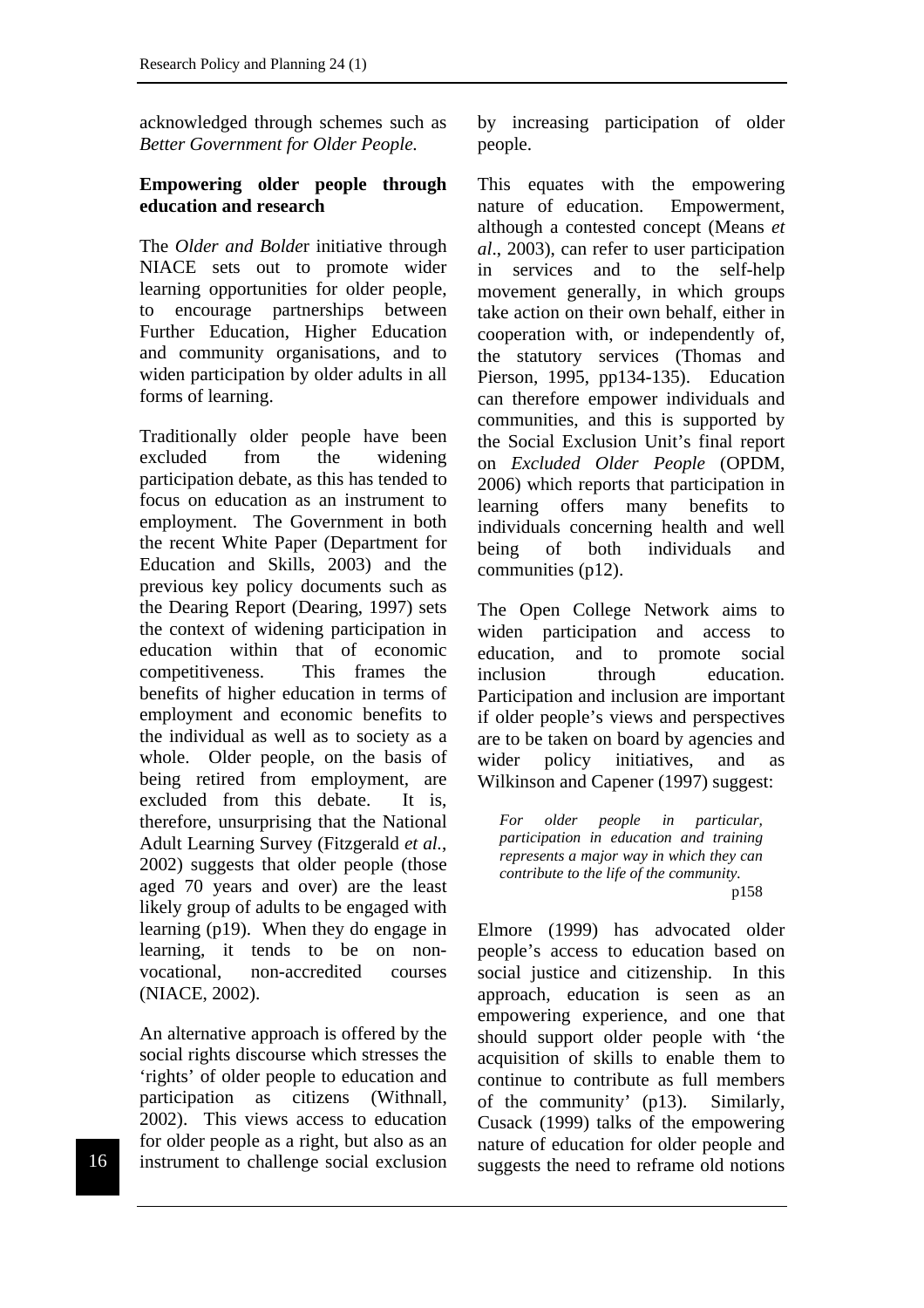acknowledged through schemes such as *Better Government for Older People.*

**Empowering older people through education and research**

The *Older and Bolde*r initiative through NIACE sets out to promote wider learning opportunities for older people, to encourage partnerships between Further Education, Higher Education and community organisations, and to widen participation by older adults in all forms of learning.

Traditionally older people have been excluded from the widening participation debate, as this has tended to focus on education as an instrument to employment. The Government in both the recent White Paper (Department for Education and Skills, 2003) and the previous key policy documents such as the Dearing Report (Dearing, 1997) sets the context of widening participation in education within that of economic competitiveness. This frames the benefits of higher education in terms of employment and economic benefits to the individual as well as to society as a whole. Older people, on the basis of being retired from employment, are excluded from this debate. It is, therefore, unsurprising that the National Adult Learning Survey (Fitzgerald *et al.*, 2002) suggests that older people (those aged 70 years and over) are the least likely group of adults to be engaged with learning (p19). When they do engage in learning, it tends to be on non-vocational, non-accredited courses (NIACE, 2002).

An alternative approach is offered by the social rights discourse which stresses the 'rights' of older people to education and participation as citizens (Withnall, 2002). This views access to education for older people as a right, but also as an instrument to challenge social exclusion by increasing participation of older people.

This equates with the empowering nature of education. Empowerment, although a contested concept (Means *et al*., 2003), can refer to user participation in services and to the self-help movement generally, in which groups take action on their own behalf, either in cooperation with, or independently of, the statutory services (Thomas and Pierson, 1995, pp134-135). Education can therefore empower individuals and communities, and this is supported by the Social Exclusion Unit's final report on *Excluded Older People* (OPDM, 2006) which reports that participation in learning offers many benefits to individuals concerning health and well being of both individuals and communities (p12).

The Open College Network aims to widen participation and access to education, and to promote social inclusion through education. Participation and inclusion are important if older people's views and perspectives are to be taken on board by agencies and wider policy initiatives, and as Wilkinson and Capener (1997) suggest:

> *For older people in particular, participation in education and training represents a major way in which they can contribute to the life of the community.*
>
> p158

Elmore (1999) has advocated older people's access to education based on social justice and citizenship. In this approach, education is seen as an empowering experience, and one that should support older people with 'the acquisition of skills to enable them to continue to contribute as full members of the community' (p13). Similarly, Cusack (1999) talks of the empowering nature of education for older people and suggests the need to reframe old notions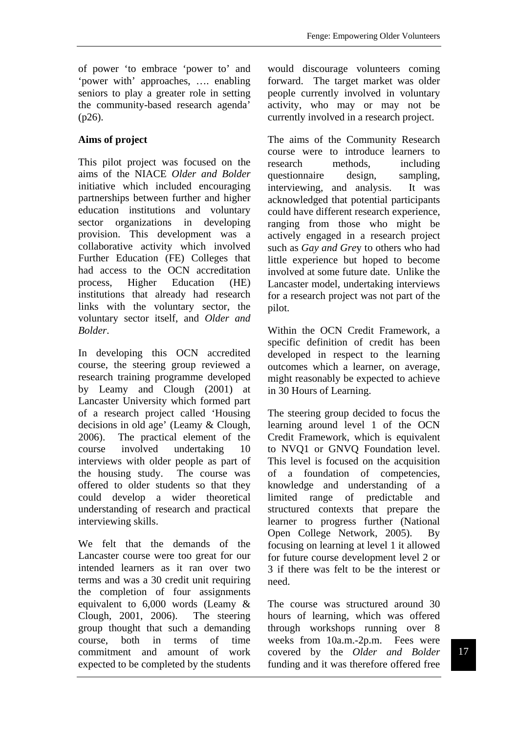of power 'to embrace 'power to' and 'power with' approaches, …. enabling seniors to play a greater role in setting the community-based research agenda' (p26).

**Aims of project**

This pilot project was focused on the aims of the NIACE *Older and Bolder* initiative which included encouraging partnerships between further and higher education institutions and voluntary sector organizations in developing provision. This development was a collaborative activity which involved Further Education (FE) Colleges that had access to the OCN accreditation process, Higher Education (HE) institutions that already had research links with the voluntary sector, the voluntary sector itself, and *Older and Bolder*.

In developing this OCN accredited course, the steering group reviewed a research training programme developed by Leamy and Clough (2001) at Lancaster University which formed part of a research project called 'Housing decisions in old age' (Leamy & Clough, 2006). The practical element of the course involved undertaking 10 interviews with older people as part of the housing study. The course was offered to older students so that they could develop a wider theoretical understanding of research and practical interviewing skills.

We felt that the demands of the Lancaster course were too great for our intended learners as it ran over two terms and was a 30 credit unit requiring the completion of four assignments equivalent to 6,000 words (Leamy & Clough, 2001, 2006). The steering group thought that such a demanding course, both in terms of time commitment and amount of work expected to be completed by the students would discourage volunteers coming forward. The target market was older people currently involved in voluntary activity, who may or may not be currently involved in a research project.

The aims of the Community Research course were to introduce learners to research methods, including questionnaire design, sampling, interviewing, and analysis. It was acknowledged that potential participants could have different research experience, ranging from those who might be actively engaged in a research project such as *Gay and Grey* to others who had little experience but hoped to become involved at some future date. Unlike the Lancaster model, undertaking interviews for a research project was not part of the pilot.

Within the OCN Credit Framework, a specific definition of credit has been developed in respect to the learning outcomes which a learner, on average, might reasonably be expected to achieve in 30 Hours of Learning.

The steering group decided to focus the learning around level 1 of the OCN Credit Framework, which is equivalent to NVQ1 or GNVQ Foundation level. This level is focused on the acquisition of a foundation of competencies, knowledge and understanding of a limited range of predictable and structured contexts that prepare the learner to progress further (National Open College Network, 2005). By focusing on learning at level 1 it allowed for future course development level 2 or 3 if there was felt to be the interest or need.

The course was structured around 30 hours of learning, which was offered through workshops running over 8 weeks from 10a.m.-2p.m. Fees were covered by the *Older and Bolder* funding and it was therefore offered free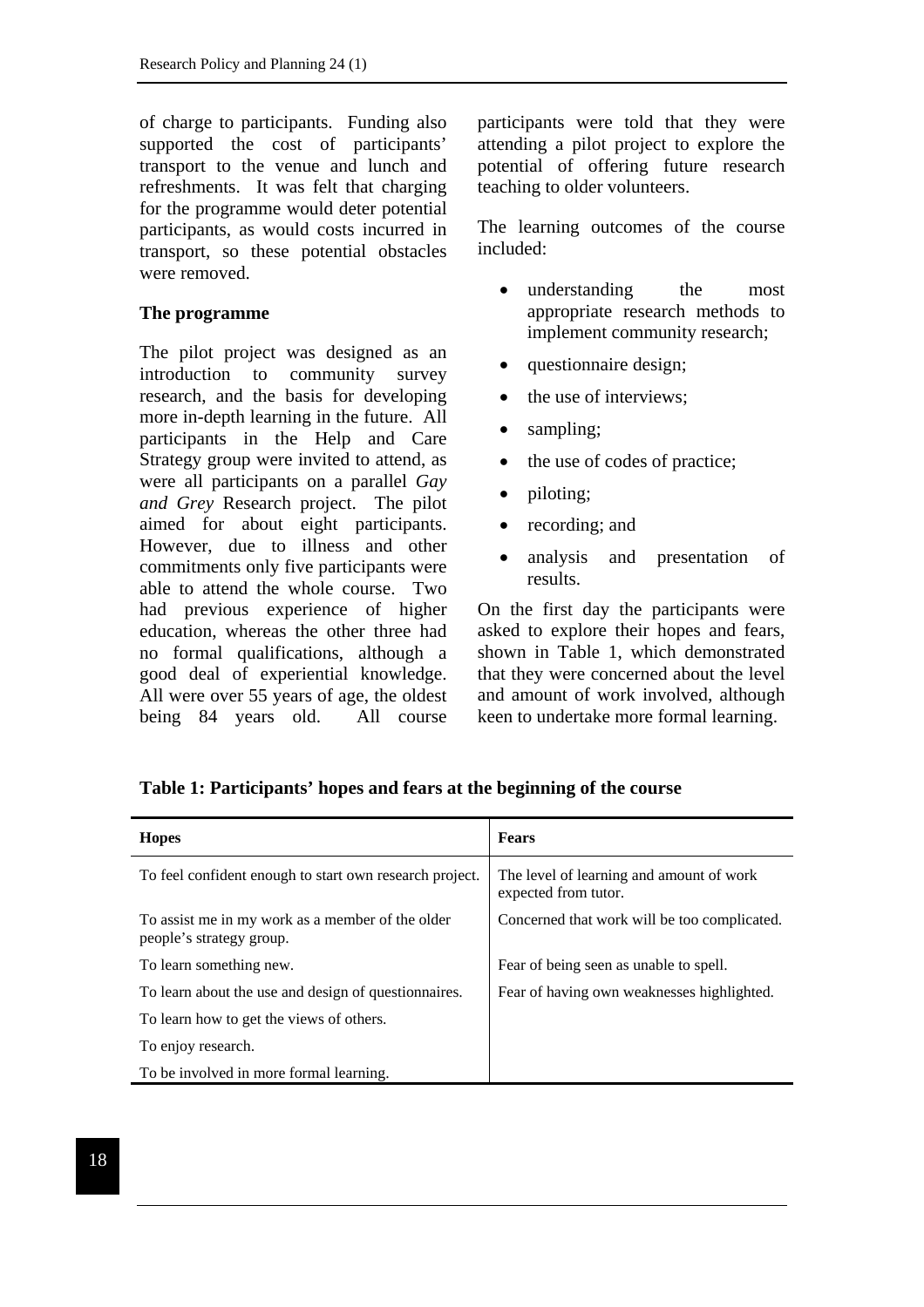of charge to participants. Funding also supported the cost of participants' transport to the venue and lunch and refreshments. It was felt that charging for the programme would deter potential participants, as would costs incurred in transport, so these potential obstacles were removed.

**The programme**

The pilot project was designed as an introduction to community survey research, and the basis for developing more in-depth learning in the future. All participants in the Help and Care Strategy group were invited to attend, as were all participants on a parallel *Gay and Grey* Research project. The pilot aimed for about eight participants. However, due to illness and other commitments only five participants were able to attend the whole course. Two had previous experience of higher education, whereas the other three had no formal qualifications, although a good deal of experiential knowledge. All were over 55 years of age, the oldest being 84 years old. All course participants were told that they were attending a pilot project to explore the potential of offering future research teaching to older volunteers.

The learning outcomes of the course included:

- understanding the most appropriate research methods to implement community research;
- questionnaire design;
- the use of interviews;
- sampling;
- the use of codes of practice;
- piloting;
- recording; and
- analysis and presentation of results.

On the first day the participants were asked to explore their hopes and fears, shown in Table 1, which demonstrated that they were concerned about the level and amount of work involved, although keen to undertake more formal learning.

**Table 1: Participants' hopes and fears at the beginning of the course**

| Hopes | Fears |
|---|---|
| To feel confident enough to start own research project. | The level of learning and amount of work expected from tutor. |
| To assist me in my work as a member of the older people's strategy group. | Concerned that work will be too complicated. |
| To learn something new. | Fear of being seen as unable to spell. |
| To learn about the use and design of questionnaires. | Fear of having own weaknesses highlighted. |
| To learn how to get the views of others. | |
| To enjoy research. | |
| To be involved in more formal learning. | |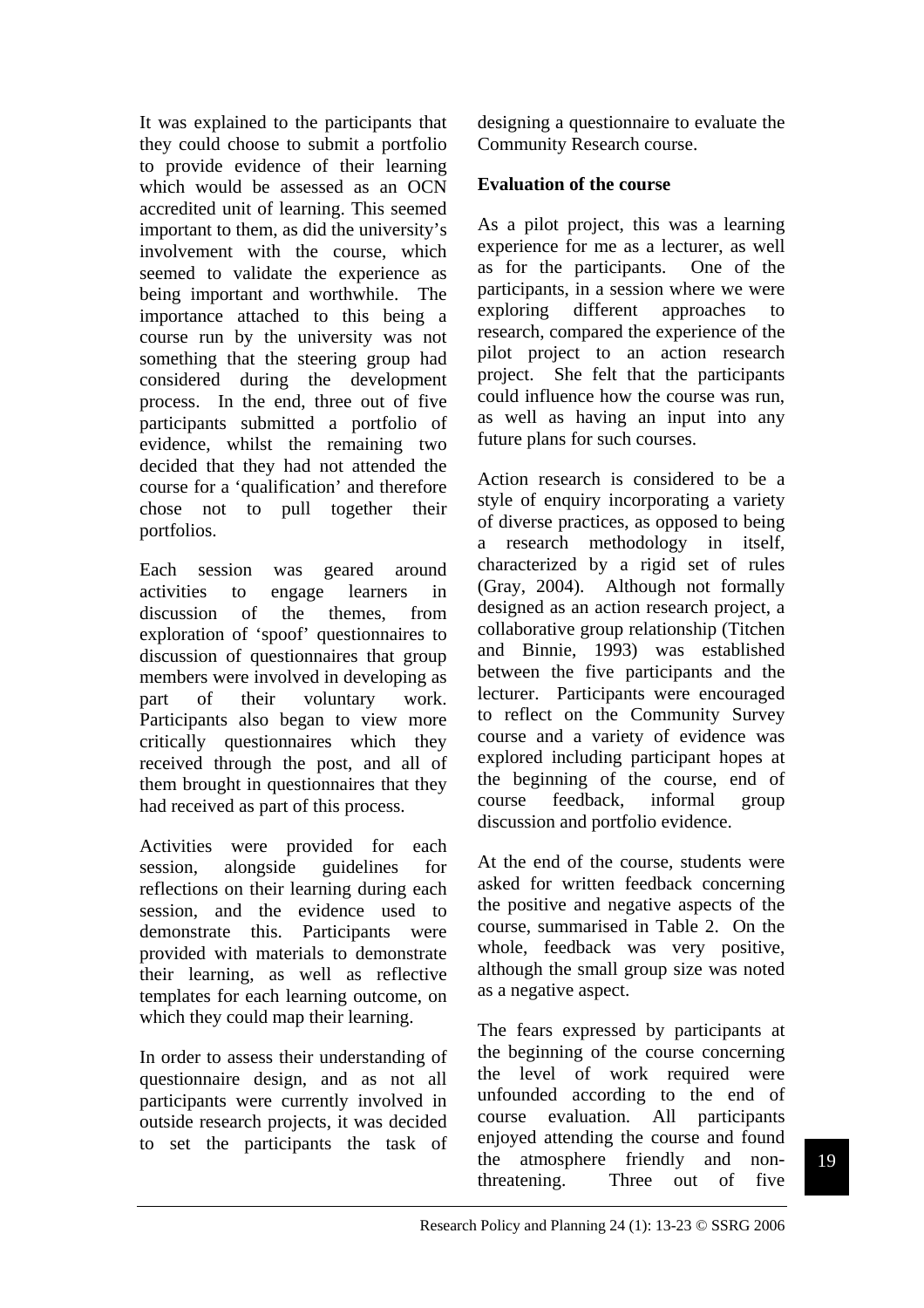It was explained to the participants that they could choose to submit a portfolio to provide evidence of their learning which would be assessed as an OCN accredited unit of learning. This seemed important to them, as did the university's involvement with the course, which seemed to validate the experience as being important and worthwhile. The importance attached to this being a course run by the university was not something that the steering group had considered during the development process. In the end, three out of five participants submitted a portfolio of evidence, whilst the remaining two decided that they had not attended the course for a 'qualification' and therefore chose not to pull together their portfolios.

Each session was geared around activities to engage learners in discussion of the themes, from exploration of 'spoof' questionnaires to discussion of questionnaires that group members were involved in developing as part of their voluntary work. Participants also began to view more critically questionnaires which they received through the post, and all of them brought in questionnaires that they had received as part of this process.

Activities were provided for each session, alongside guidelines for reflections on their learning during each session, and the evidence used to demonstrate this. Participants were provided with materials to demonstrate their learning, as well as reflective templates for each learning outcome, on which they could map their learning.

In order to assess their understanding of questionnaire design, and as not all participants were currently involved in outside research projects, it was decided to set the participants the task of designing a questionnaire to evaluate the Community Research course.

**Evaluation of the course**

As a pilot project, this was a learning experience for me as a lecturer, as well as for the participants. One of the participants, in a session where we were exploring different approaches to research, compared the experience of the pilot project to an action research project. She felt that the participants could influence how the course was run, as well as having an input into any future plans for such courses.

Action research is considered to be a style of enquiry incorporating a variety of diverse practices, as opposed to being a research methodology in itself, characterized by a rigid set of rules (Gray, 2004). Although not formally designed as an action research project, a collaborative group relationship (Titchen and Binnie, 1993) was established between the five participants and the lecturer. Participants were encouraged to reflect on the Community Survey course and a variety of evidence was explored including participant hopes at the beginning of the course, end of course feedback, informal group discussion and portfolio evidence.

At the end of the course, students were asked for written feedback concerning the positive and negative aspects of the course, summarised in Table 2. On the whole, feedback was very positive, although the small group size was noted as a negative aspect.

The fears expressed by participants at the beginning of the course concerning the level of work required were unfounded according to the end of course evaluation. All participants enjoyed attending the course and found the atmosphere friendly and non-threatening. Three out of five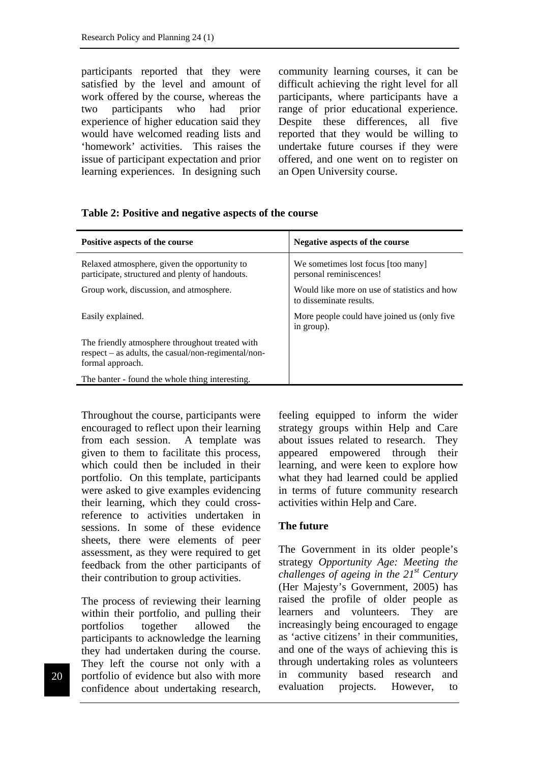participants reported that they were satisfied by the level and amount of work offered by the course, whereas the two participants who had prior experience of higher education said they would have welcomed reading lists and 'homework' activities. This raises the issue of participant expectation and prior learning experiences. In designing such community learning courses, it can be difficult achieving the right level for all participants, where participants have a range of prior educational experience. Despite these differences, all five reported that they would be willing to undertake future courses if they were offered, and one went on to register on an Open University course.

**Table 2: Positive and negative aspects of the course**

| Positive aspects of the course | Negative aspects of the course |
|---|---|
| Relaxed atmosphere, given the opportunity to participate, structured and plenty of handouts. | We sometimes lost focus [too many] personal reminiscences! |
| Group work, discussion, and atmosphere. | Would like more on use of statistics and how to disseminate results. |
| Easily explained. | More people could have joined us (only five in group). |
| The friendly atmosphere throughout treated with respect – as adults, the casual/non-regimental/non-formal approach. | |
| The banter - found the whole thing interesting. | |

Throughout the course, participants were encouraged to reflect upon their learning from each session. A template was given to them to facilitate this process, which could then be included in their portfolio. On this template, participants were asked to give examples evidencing their learning, which they could cross-reference to activities undertaken in sessions. In some of these evidence sheets, there were elements of peer assessment, as they were required to get feedback from the other participants of their contribution to group activities.

The process of reviewing their learning within their portfolio, and pulling their portfolios together allowed the participants to acknowledge the learning they had undertaken during the course. They left the course not only with a portfolio of evidence but also with more confidence about undertaking research, feeling equipped to inform the wider strategy groups within Help and Care about issues related to research. They appeared empowered through their learning, and were keen to explore how what they had learned could be applied in terms of future community research activities within Help and Care.

## The future

The Government in its older people's strategy *Opportunity Age: Meeting the challenges of ageing in the 21st Century* (Her Majesty's Government, 2005) has raised the profile of older people as learners and volunteers. They are increasingly being encouraged to engage as 'active citizens' in their communities, and one of the ways of achieving this is through undertaking roles as volunteers in community based research and evaluation projects. However, to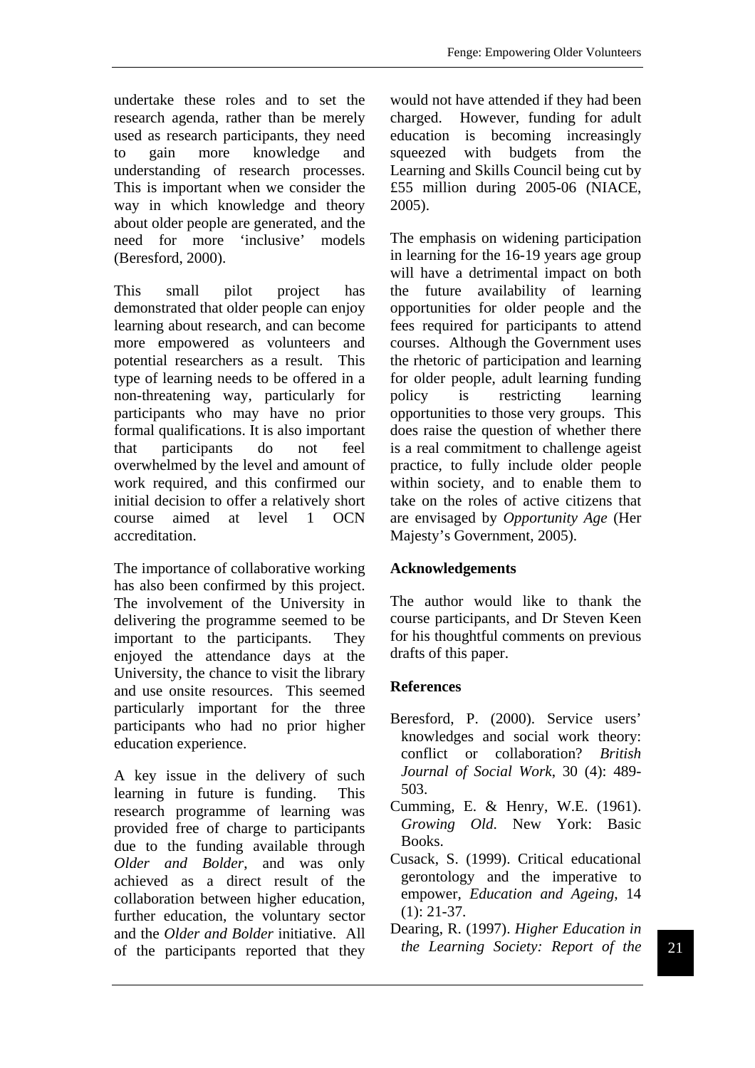undertake these roles and to set the research agenda, rather than be merely used as research participants, they need to gain more knowledge and understanding of research processes. This is important when we consider the way in which knowledge and theory about older people are generated, and the need for more 'inclusive' models (Beresford, 2000).

This small pilot project has demonstrated that older people can enjoy learning about research, and can become more empowered as volunteers and potential researchers as a result. This type of learning needs to be offered in a non-threatening way, particularly for participants who may have no prior formal qualifications. It is also important that participants do not feel overwhelmed by the level and amount of work required, and this confirmed our initial decision to offer a relatively short course aimed at level 1 OCN accreditation.

The importance of collaborative working has also been confirmed by this project. The involvement of the University in delivering the programme seemed to be important to the participants. They enjoyed the attendance days at the University, the chance to visit the library and use onsite resources. This seemed particularly important for the three participants who had no prior higher education experience.

A key issue in the delivery of such learning in future is funding. This research programme of learning was provided free of charge to participants due to the funding available through *Older and Bolder*, and was only achieved as a direct result of the collaboration between higher education, further education, the voluntary sector and the *Older and Bolder* initiative. All of the participants reported that they would not have attended if they had been charged. However, funding for adult education is becoming increasingly squeezed with budgets from the Learning and Skills Council being cut by £55 million during 2005-06 (NIACE, 2005).

The emphasis on widening participation in learning for the 16-19 years age group will have a detrimental impact on both the future availability of learning opportunities for older people and the fees required for participants to attend courses. Although the Government uses the rhetoric of participation and learning for older people, adult learning funding policy is restricting learning opportunities to those very groups. This does raise the question of whether there is a real commitment to challenge ageist practice, to fully include older people within society, and to enable them to take on the roles of active citizens that are envisaged by *Opportunity Age* (Her Majesty's Government, 2005).

## Acknowledgements

The author would like to thank the course participants, and Dr Steven Keen for his thoughtful comments on previous drafts of this paper.

## References

Beresford, P. (2000). Service users' knowledges and social work theory: conflict or collaboration? *British Journal of Social Work*, 30 (4): 489-503.

Cumming, E. & Henry, W.E. (1961). *Growing Old*. New York: Basic Books.

Cusack, S. (1999). Critical educational gerontology and the imperative to empower, *Education and Ageing*, 14 (1): 21-37.

Dearing, R. (1997). *Higher Education in the Learning Society: Report of the*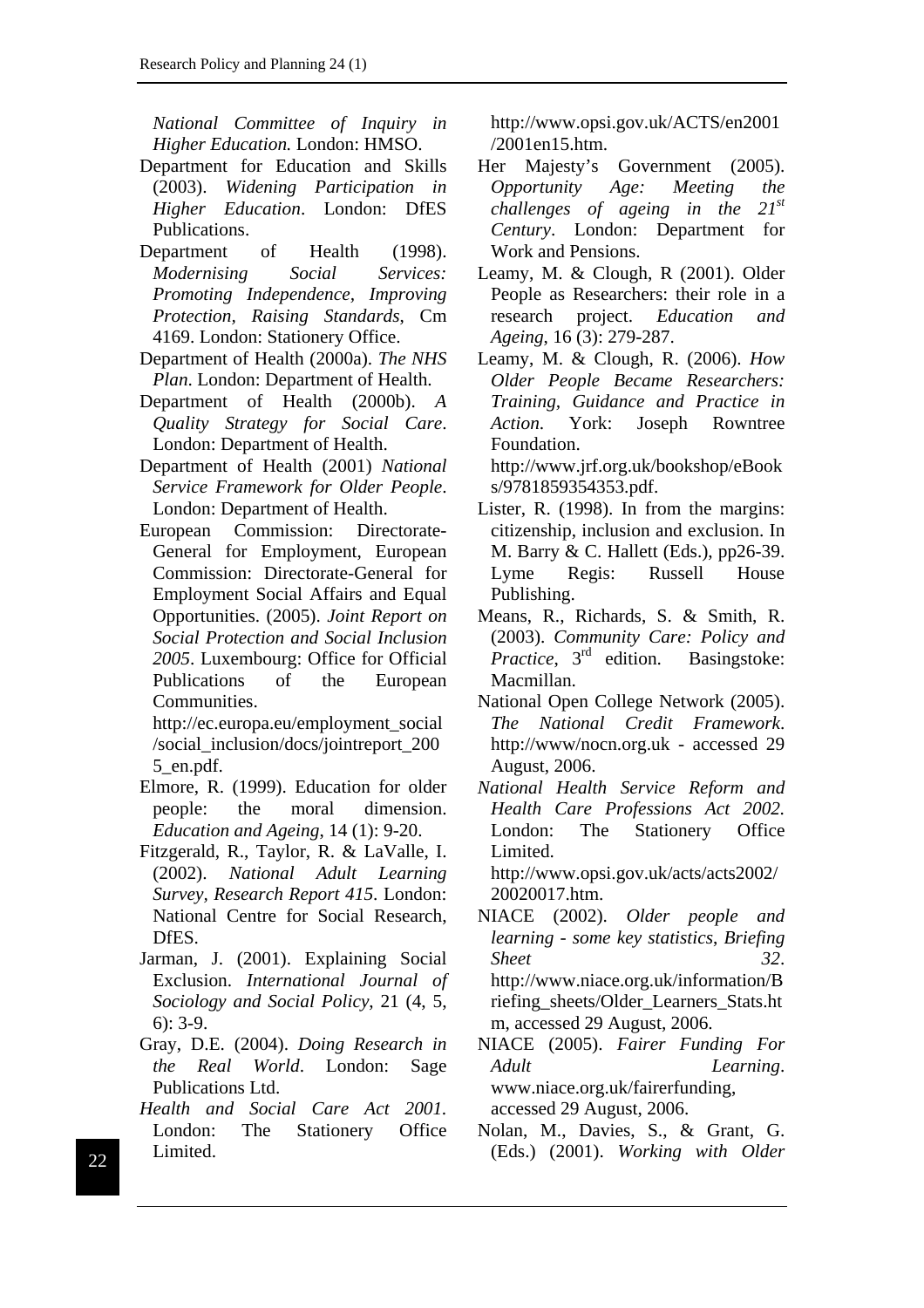*National Committee of Inquiry in Higher Education.* London: HMSO.

Department for Education and Skills (2003). *Widening Participation in Higher Education*. London: DfES Publications.

Department of Health (1998). *Modernising Social Services: Promoting Independence, Improving Protection, Raising Standards*, Cm 4169. London: Stationery Office.

Department of Health (2000a). *The NHS Plan*. London: Department of Health.

Department of Health (2000b). *A Quality Strategy for Social Care*. London: Department of Health.

Department of Health (2001) *National Service Framework for Older People*. London: Department of Health.

European Commission: Directorate-General for Employment, European Commission: Directorate-General for Employment Social Affairs and Equal Opportunities. (2005). *Joint Report on Social Protection and Social Inclusion 2005*. Luxembourg: Office for Official Publications of the European Communities. http://ec.europa.eu/employment_social/social_inclusion/docs/jointreport_2005_en.pdf.

Elmore, R. (1999). Education for older people: the moral dimension. *Education and Ageing*, 14 (1): 9-20.

Fitzgerald, R., Taylor, R. & LaValle, I. (2002). *National Adult Learning Survey, Research Report 415*. London: National Centre for Social Research, DfES.

Jarman, J. (2001). Explaining Social Exclusion. *International Journal of Sociology and Social Policy*, 21 (4, 5, 6): 3-9.

Gray, D.E. (2004). *Doing Research in the Real World*. London: Sage Publications Ltd.

*Health and Social Care Act 2001*. London: The Stationery Office Limited. http://www.opsi.gov.uk/ACTS/en2001/2001en15.htm.

Her Majesty's Government (2005). *Opportunity Age: Meeting the challenges of ageing in the 21st Century*. London: Department for Work and Pensions.

Leamy, M. & Clough, R (2001). Older People as Researchers: their role in a research project. *Education and Ageing*, 16 (3): 279-287.

Leamy, M. & Clough, R. (2006). *How Older People Became Researchers: Training, Guidance and Practice in Action*. York: Joseph Rowntree Foundation. http://www.jrf.org.uk/bookshop/eBooks/9781859354353.pdf.

Lister, R. (1998). In from the margins: citizenship, inclusion and exclusion. In M. Barry & C. Hallett (Eds.), pp26-39. Lyme Regis: Russell House Publishing.

Means, R., Richards, S. & Smith, R. (2003). *Community Care: Policy and Practice*, 3rd edition. Basingstoke: Macmillan.

National Open College Network (2005). *The National Credit Framework*. http://www/nocn.org.uk - accessed 29 August, 2006.

*National Health Service Reform and Health Care Professions Act 2002.* London: The Stationery Office Limited. http://www.opsi.gov.uk/acts/acts2002/20020017.htm.

NIACE (2002). *Older people and learning - some key statistics, Briefing Sheet 32*. http://www.niace.org.uk/information/Briefing_sheets/Older_Learners_Stats.htm, accessed 29 August, 2006.

NIACE (2005). *Fairer Funding For Adult Learning*. www.niace.org.uk/fairerfunding, accessed 29 August, 2006.

Nolan, M., Davies, S., & Grant, G. (Eds.) (2001). *Working with Older*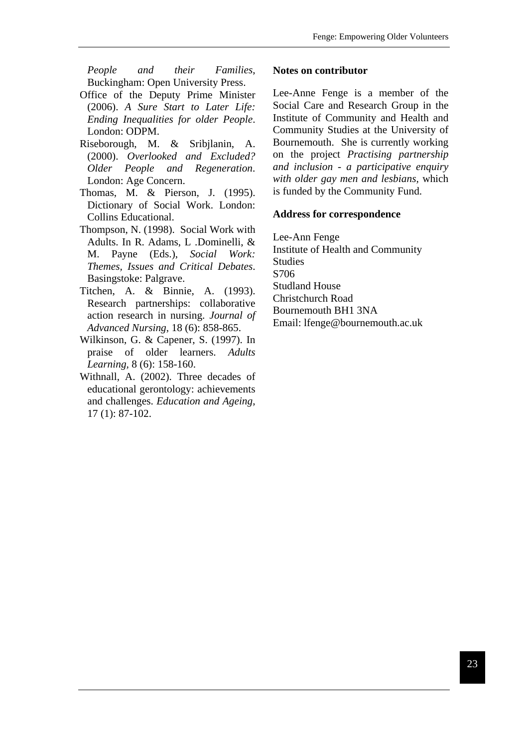*People and their Families*, Buckingham: Open University Press.

Office of the Deputy Prime Minister (2006). *A Sure Start to Later Life: Ending Inequalities for older People*. London: ODPM.

Riseborough, M. & Sribjlanin, A. (2000). *Overlooked and Excluded? Older People and Regeneration*. London: Age Concern.

Thomas, M. & Pierson, J. (1995). Dictionary of Social Work. London: Collins Educational.

Thompson, N. (1998). Social Work with Adults. In R. Adams, L .Dominelli, & M. Payne (Eds.), *Social Work: Themes, Issues and Critical Debates*. Basingstoke: Palgrave.

Titchen, A. & Binnie, A. (1993). Research partnerships: collaborative action research in nursing. *Journal of Advanced Nursing*, 18 (6): 858-865.

Wilkinson, G. & Capener, S. (1997). In praise of older learners. *Adults Learning*, 8 (6): 158-160.

Withnall, A. (2002). Three decades of educational gerontology: achievements and challenges. *Education and Ageing*, 17 (1): 87-102.

**Notes on contributor**

Lee-Anne Fenge is a member of the Social Care and Research Group in the Institute of Community and Health and Community Studies at the University of Bournemouth. She is currently working on the project *Practising partnership and inclusion - a participative enquiry with older gay men and lesbians*, which is funded by the Community Fund.

**Address for correspondence**

Lee-Ann Fenge
Institute of Health and Community Studies
S706
Studland House
Christchurch Road
Bournemouth BH1 3NA
Email: lfenge@bournemouth.ac.uk